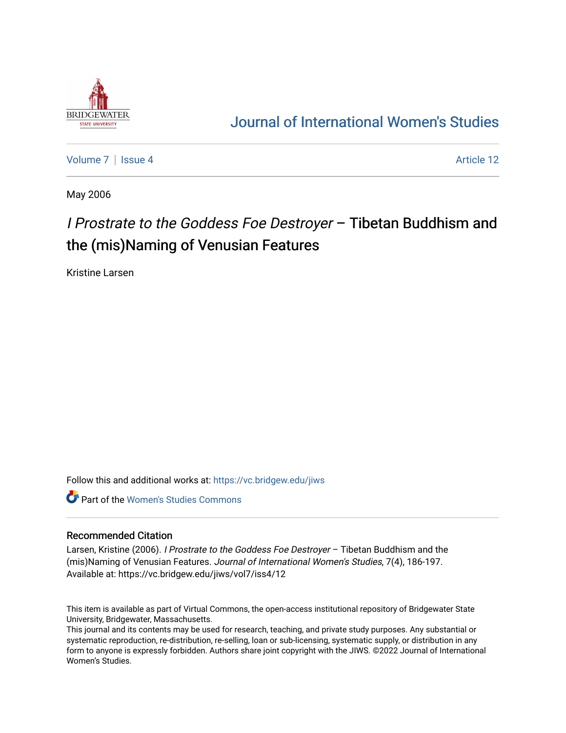# Journal of International Women's Studies

Volume 7 | Issue 4 Article 12

May 2006

## *I Prostrate to the Goddess Foe Destroyer* – Tibetan Buddhism and the (mis)Naming of Venusian Features

Kristine Larsen

Follow this and additional works at: https://vc.bridgew.edu/jiws

Part of the Women's Studies Commons

### Recommended Citation

Larsen, Kristine (2006). *I Prostrate to the Goddess Foe Destroyer* – Tibetan Buddhism and the (mis)Naming of Venusian Features. *Journal of International Women's Studies*, 7(4), 186-197.
Available at: https://vc.bridgew.edu/jiws/vol7/iss4/12

This item is available as part of Virtual Commons, the open-access institutional repository of Bridgewater State University, Bridgewater, Massachusetts.
This journal and its contents may be used for research, teaching, and private study purposes. Any substantial or systematic reproduction, re-distribution, re-selling, loan or sub-licensing, systematic supply, or distribution in any form to anyone is expressly forbidden. Authors share joint copyright with the JIWS. ©2022 Journal of International Women's Studies.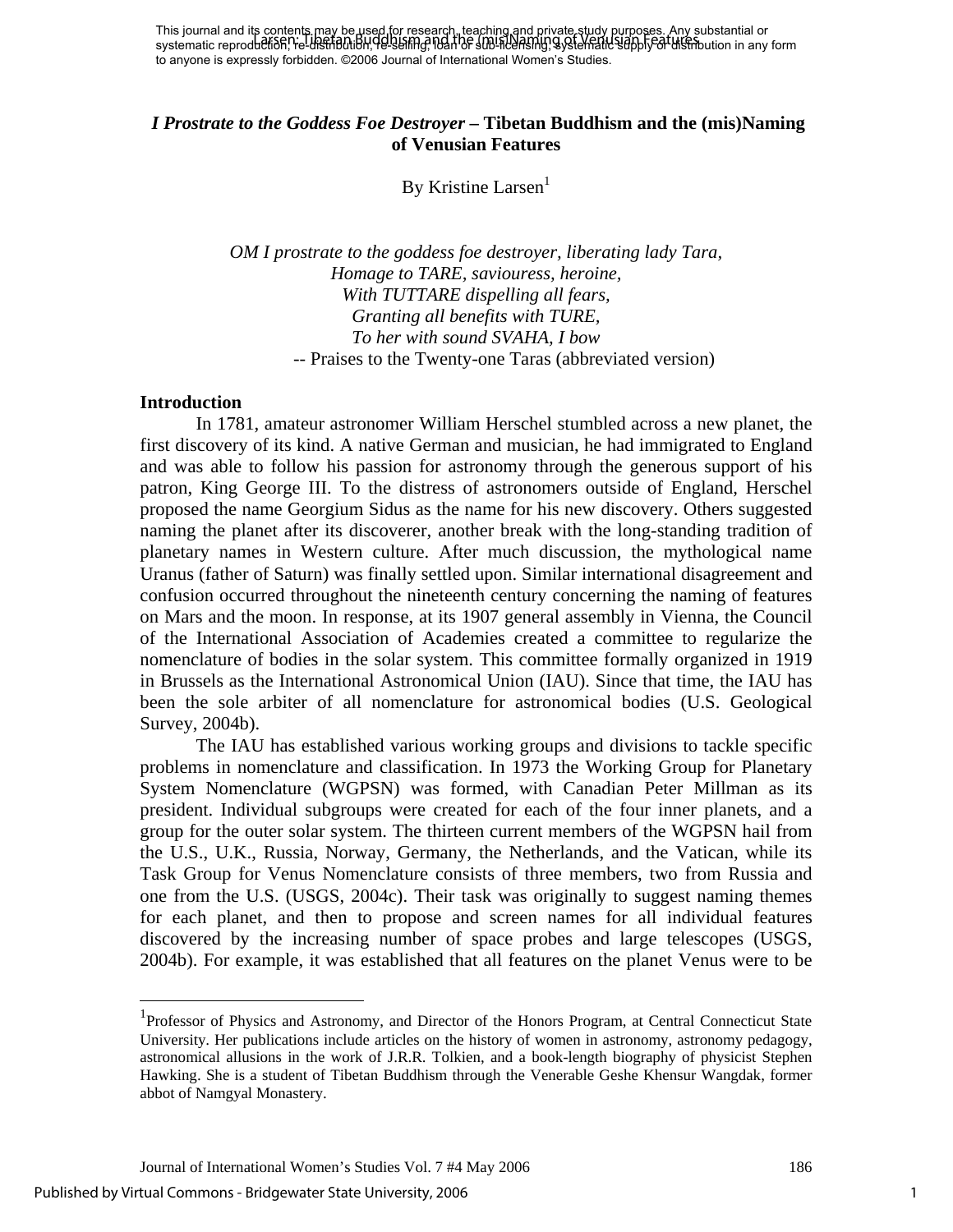This journal and its contents may be used for research, teaching and private study purposes. Any substantial or systematic reproduction, re-distribution, re-selling, loan or sub-licensing, systematic supply or distribution in any form to anyone is expressly forbidden. ©2006 Journal of International Women's Studies.

## *I Prostrate to the Goddess Foe Destroyer* – Tibetan Buddhism and the (mis)Naming of Venusian Features

By Kristine Larsen[1]

*OM I prostrate to the goddess foe destroyer, liberating lady Tara,*
*Homage to TARE, saviouress, heroine,*
*With TUTTARE dispelling all fears,*
*Granting all benefits with TURE,*
*To her with sound SVAHA, I bow*
-- Praises to the Twenty-one Taras (abbreviated version)

### Introduction

In 1781, amateur astronomer William Herschel stumbled across a new planet, the first discovery of its kind. A native German and musician, he had immigrated to England and was able to follow his passion for astronomy through the generous support of his patron, King George III. To the distress of astronomers outside of England, Herschel proposed the name Georgium Sidus as the name for his new discovery. Others suggested naming the planet after its discoverer, another break with the long-standing tradition of planetary names in Western culture. After much discussion, the mythological name Uranus (father of Saturn) was finally settled upon. Similar international disagreement and confusion occurred throughout the nineteenth century concerning the naming of features on Mars and the moon. In response, at its 1907 general assembly in Vienna, the Council of the International Association of Academies created a committee to regularize the nomenclature of bodies in the solar system. This committee formally organized in 1919 in Brussels as the International Astronomical Union (IAU). Since that time, the IAU has been the sole arbiter of all nomenclature for astronomical bodies (U.S. Geological Survey, 2004b).

The IAU has established various working groups and divisions to tackle specific problems in nomenclature and classification. In 1973 the Working Group for Planetary System Nomenclature (WGPSN) was formed, with Canadian Peter Millman as its president. Individual subgroups were created for each of the four inner planets, and a group for the outer solar system. The thirteen current members of the WGPSN hail from the U.S., U.K., Russia, Norway, Germany, the Netherlands, and the Vatican, while its Task Group for Venus Nomenclature consists of three members, two from Russia and one from the U.S. (USGS, 2004c). Their task was originally to suggest naming themes for each planet, and then to propose and screen names for all individual features discovered by the increasing number of space probes and large telescopes (USGS, 2004b). For example, it was established that all features on the planet Venus were to be

---

[1] Professor of Physics and Astronomy, and Director of the Honors Program, at Central Connecticut State University. Her publications include articles on the history of women in astronomy, astronomy pedagogy, astronomical allusions in the work of J.R.R. Tolkien, and a book-length biography of physicist Stephen Hawking. She is a student of Tibetan Buddhism through the Venerable Geshe Khensur Wangdak, former abbot of Namgyal Monastery.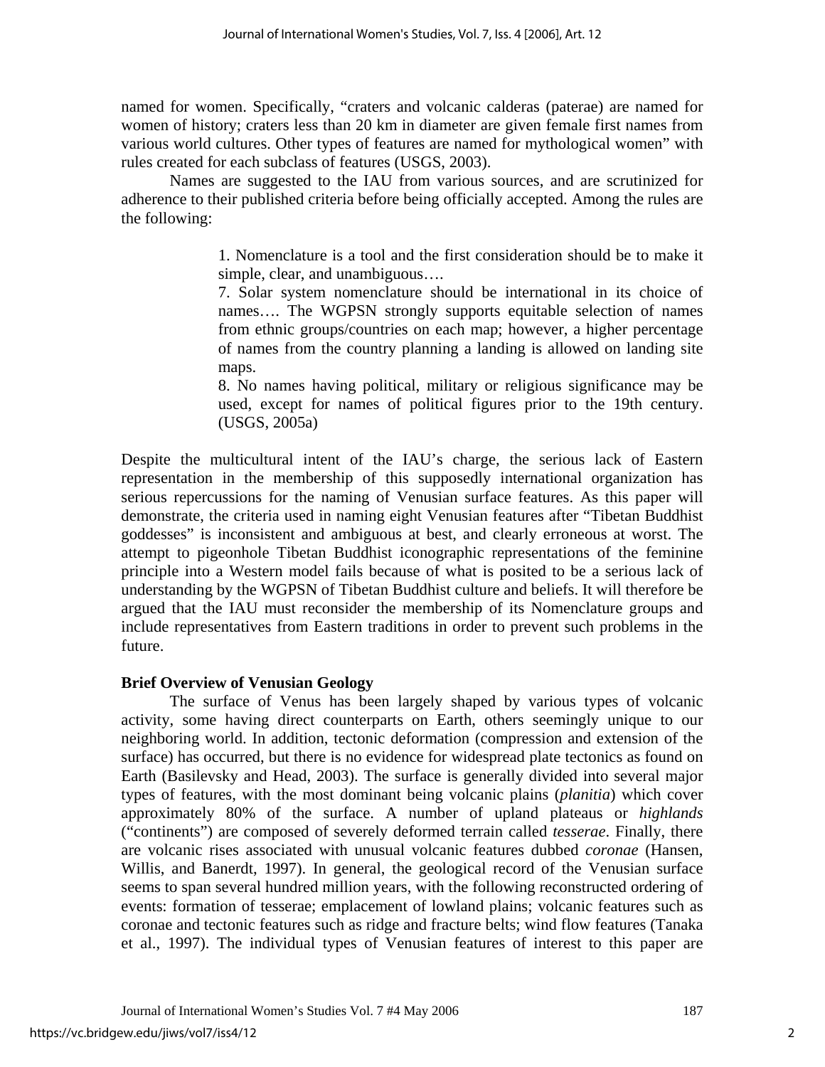named for women. Specifically, "craters and volcanic calderas (paterae) are named for women of history; craters less than 20 km in diameter are given female first names from various world cultures. Other types of features are named for mythological women" with rules created for each subclass of features (USGS, 2003).

Names are suggested to the IAU from various sources, and are scrutinized for adherence to their published criteria before being officially accepted. Among the rules are the following:

> 1. Nomenclature is a tool and the first consideration should be to make it simple, clear, and unambiguous….
> 7. Solar system nomenclature should be international in its choice of names…. The WGPSN strongly supports equitable selection of names from ethnic groups/countries on each map; however, a higher percentage of names from the country planning a landing is allowed on landing site maps.
> 8. No names having political, military or religious significance may be used, except for names of political figures prior to the 19th century. (USGS, 2005a)

Despite the multicultural intent of the IAU's charge, the serious lack of Eastern representation in the membership of this supposedly international organization has serious repercussions for the naming of Venusian surface features. As this paper will demonstrate, the criteria used in naming eight Venusian features after "Tibetan Buddhist goddesses" is inconsistent and ambiguous at best, and clearly erroneous at worst. The attempt to pigeonhole Tibetan Buddhist iconographic representations of the feminine principle into a Western model fails because of what is posited to be a serious lack of understanding by the WGPSN of Tibetan Buddhist culture and beliefs. It will therefore be argued that the IAU must reconsider the membership of its Nomenclature groups and include representatives from Eastern traditions in order to prevent such problems in the future.

**Brief Overview of Venusian Geology**

The surface of Venus has been largely shaped by various types of volcanic activity, some having direct counterparts on Earth, others seemingly unique to our neighboring world. In addition, tectonic deformation (compression and extension of the surface) has occurred, but there is no evidence for widespread plate tectonics as found on Earth (Basilevsky and Head, 2003). The surface is generally divided into several major types of features, with the most dominant being volcanic plains (*planitia*) which cover approximately 80% of the surface. A number of upland plateaus or *highlands* ("continents") are composed of severely deformed terrain called *tesserae*. Finally, there are volcanic rises associated with unusual volcanic features dubbed *coronae* (Hansen, Willis, and Banerdt, 1997). In general, the geological record of the Venusian surface seems to span several hundred million years, with the following reconstructed ordering of events: formation of tesserae; emplacement of lowland plains; volcanic features such as coronae and tectonic features such as ridge and fracture belts; wind flow features (Tanaka et al., 1997). The individual types of Venusian features of interest to this paper are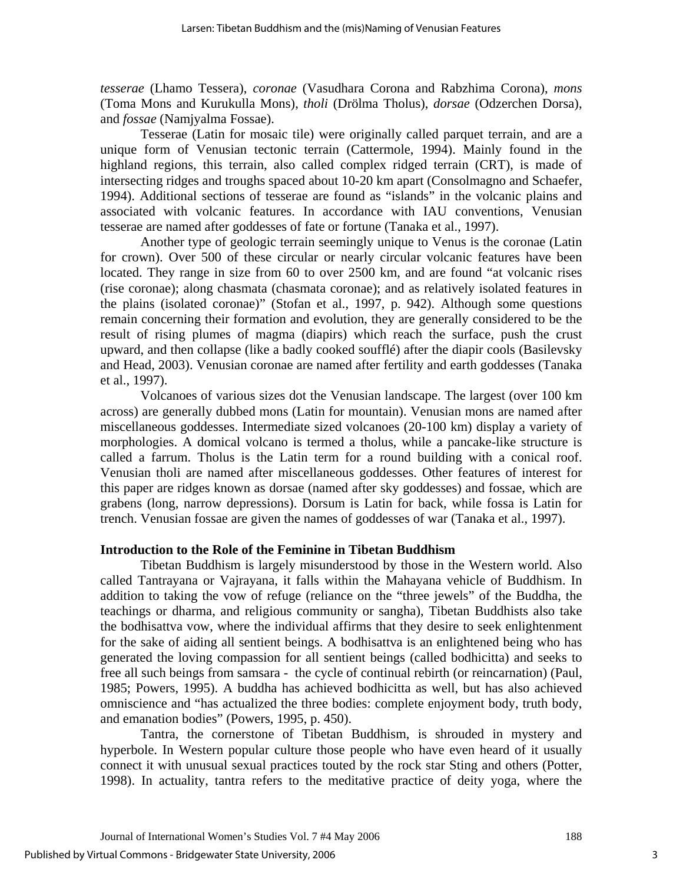*tesserae* (Lhamo Tessera), *coronae* (Vasudhara Corona and Rabzhima Corona), *mons* (Toma Mons and Kurukulla Mons), *tholi* (Drölma Tholus), *dorsae* (Odzerchen Dorsa), and *fossae* (Namjyalma Fossae).

Tesserae (Latin for mosaic tile) were originally called parquet terrain, and are a unique form of Venusian tectonic terrain (Cattermole, 1994). Mainly found in the highland regions, this terrain, also called complex ridged terrain (CRT), is made of intersecting ridges and troughs spaced about 10-20 km apart (Consolmagno and Schaefer, 1994). Additional sections of tesserae are found as "islands" in the volcanic plains and associated with volcanic features. In accordance with IAU conventions, Venusian tesserae are named after goddesses of fate or fortune (Tanaka et al., 1997).

Another type of geologic terrain seemingly unique to Venus is the coronae (Latin for crown). Over 500 of these circular or nearly circular volcanic features have been located. They range in size from 60 to over 2500 km, and are found "at volcanic rises (rise coronae); along chasmata (chasmata coronae); and as relatively isolated features in the plains (isolated coronae)" (Stofan et al., 1997, p. 942). Although some questions remain concerning their formation and evolution, they are generally considered to be the result of rising plumes of magma (diapirs) which reach the surface, push the crust upward, and then collapse (like a badly cooked soufflé) after the diapir cools (Basilevsky and Head, 2003). Venusian coronae are named after fertility and earth goddesses (Tanaka et al., 1997).

Volcanoes of various sizes dot the Venusian landscape. The largest (over 100 km across) are generally dubbed mons (Latin for mountain). Venusian mons are named after miscellaneous goddesses. Intermediate sized volcanoes (20-100 km) display a variety of morphologies. A domical volcano is termed a tholus, while a pancake-like structure is called a farrum. Tholus is the Latin term for a round building with a conical roof. Venusian tholi are named after miscellaneous goddesses. Other features of interest for this paper are ridges known as dorsae (named after sky goddesses) and fossae, which are grabens (long, narrow depressions). Dorsum is Latin for back, while fossa is Latin for trench. Venusian fossae are given the names of goddesses of war (Tanaka et al., 1997).

## Introduction to the Role of the Feminine in Tibetan Buddhism

Tibetan Buddhism is largely misunderstood by those in the Western world. Also called Tantrayana or Vajrayana, it falls within the Mahayana vehicle of Buddhism. In addition to taking the vow of refuge (reliance on the "three jewels" of the Buddha, the teachings or dharma, and religious community or sangha), Tibetan Buddhists also take the bodhisattva vow, where the individual affirms that they desire to seek enlightenment for the sake of aiding all sentient beings. A bodhisattva is an enlightened being who has generated the loving compassion for all sentient beings (called bodhicitta) and seeks to free all such beings from samsara - the cycle of continual rebirth (or reincarnation) (Paul, 1985; Powers, 1995). A buddha has achieved bodhicitta as well, but has also achieved omniscience and "has actualized the three bodies: complete enjoyment body, truth body, and emanation bodies" (Powers, 1995, p. 450).

Tantra, the cornerstone of Tibetan Buddhism, is shrouded in mystery and hyperbole. In Western popular culture those people who have even heard of it usually connect it with unusual sexual practices touted by the rock star Sting and others (Potter, 1998). In actuality, tantra refers to the meditative practice of deity yoga, where the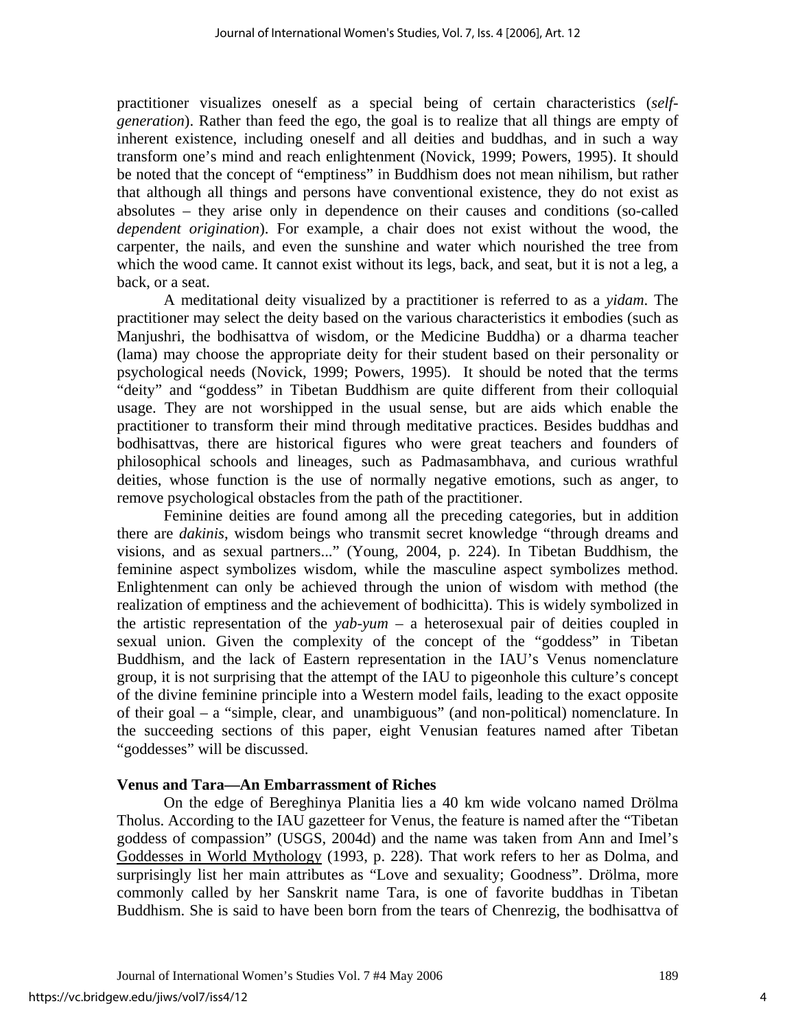practitioner visualizes oneself as a special being of certain characteristics (*self-generation*). Rather than feed the ego, the goal is to realize that all things are empty of inherent existence, including oneself and all deities and buddhas, and in such a way transform one's mind and reach enlightenment (Novick, 1999; Powers, 1995). It should be noted that the concept of "emptiness" in Buddhism does not mean nihilism, but rather that although all things and persons have conventional existence, they do not exist as absolutes – they arise only in dependence on their causes and conditions (so-called *dependent origination*). For example, a chair does not exist without the wood, the carpenter, the nails, and even the sunshine and water which nourished the tree from which the wood came. It cannot exist without its legs, back, and seat, but it is not a leg, a back, or a seat.

A meditational deity visualized by a practitioner is referred to as a *yidam*. The practitioner may select the deity based on the various characteristics it embodies (such as Manjushri, the bodhisattva of wisdom, or the Medicine Buddha) or a dharma teacher (lama) may choose the appropriate deity for their student based on their personality or psychological needs (Novick, 1999; Powers, 1995). It should be noted that the terms "deity" and "goddess" in Tibetan Buddhism are quite different from their colloquial usage. They are not worshipped in the usual sense, but are aids which enable the practitioner to transform their mind through meditative practices. Besides buddhas and bodhisattvas, there are historical figures who were great teachers and founders of philosophical schools and lineages, such as Padmasambhava, and curious wrathful deities, whose function is the use of normally negative emotions, such as anger, to remove psychological obstacles from the path of the practitioner.

Feminine deities are found among all the preceding categories, but in addition there are *dakinis*, wisdom beings who transmit secret knowledge "through dreams and visions, and as sexual partners..." (Young, 2004, p. 224). In Tibetan Buddhism, the feminine aspect symbolizes wisdom, while the masculine aspect symbolizes method. Enlightenment can only be achieved through the union of wisdom with method (the realization of emptiness and the achievement of bodhicitta). This is widely symbolized in the artistic representation of the *yab-yum* – a heterosexual pair of deities coupled in sexual union. Given the complexity of the concept of the "goddess" in Tibetan Buddhism, and the lack of Eastern representation in the IAU's Venus nomenclature group, it is not surprising that the attempt of the IAU to pigeonhole this culture's concept of the divine feminine principle into a Western model fails, leading to the exact opposite of their goal – a "simple, clear, and unambiguous" (and non-political) nomenclature. In the succeeding sections of this paper, eight Venusian features named after Tibetan "goddesses" will be discussed.

## Venus and Tara—An Embarrassment of Riches

On the edge of Bereghinya Planitia lies a 40 km wide volcano named Drölma Tholus. According to the IAU gazetteer for Venus, the feature is named after the "Tibetan goddess of compassion" (USGS, 2004d) and the name was taken from Ann and Imel's Goddesses in World Mythology (1993, p. 228). That work refers to her as Dolma, and surprisingly list her main attributes as "Love and sexuality; Goodness". Drölma, more commonly called by her Sanskrit name Tara, is one of favorite buddhas in Tibetan Buddhism. She is said to have been born from the tears of Chenrezig, the bodhisattva of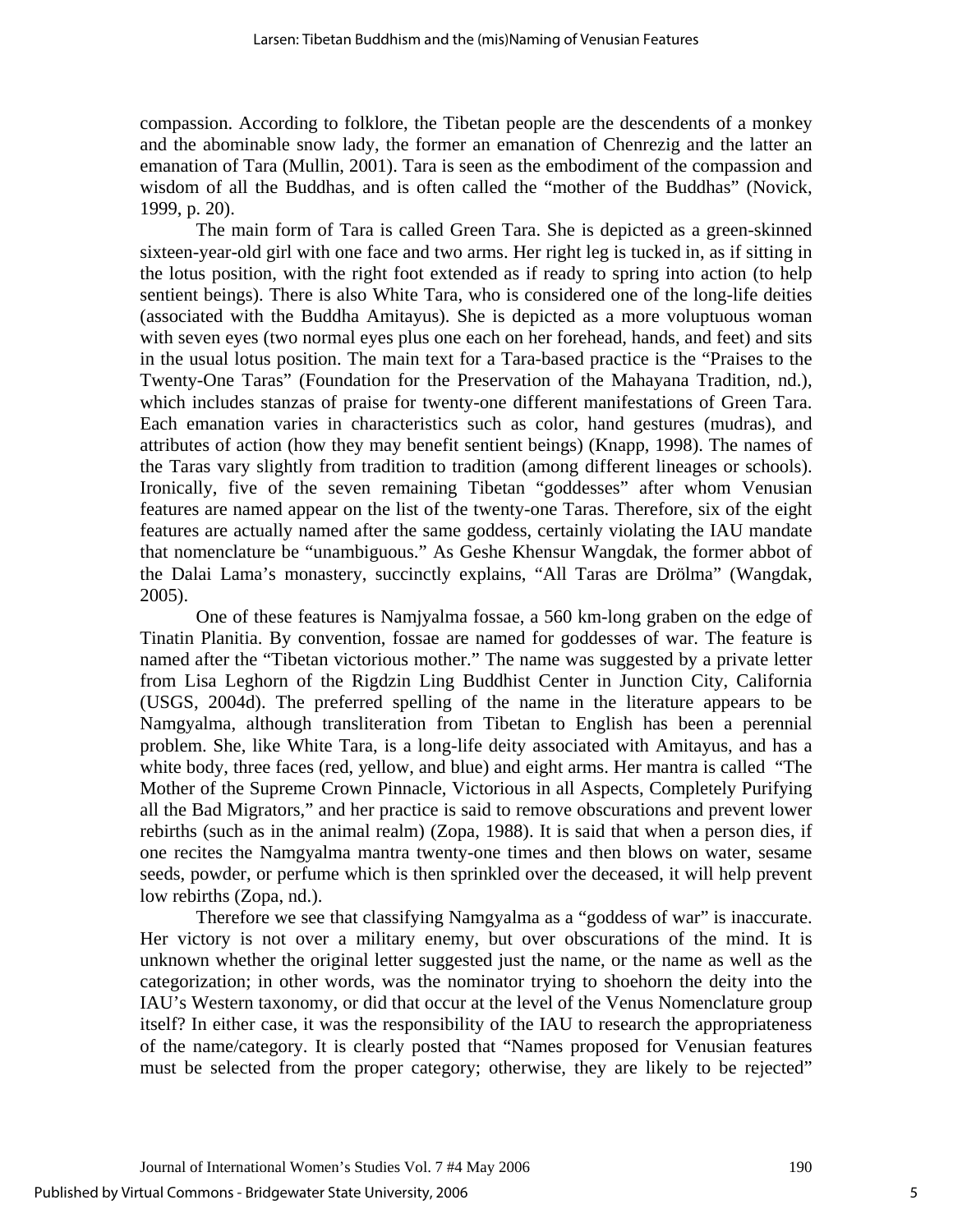compassion. According to folklore, the Tibetan people are the descendents of a monkey and the abominable snow lady, the former an emanation of Chenrezig and the latter an emanation of Tara (Mullin, 2001). Tara is seen as the embodiment of the compassion and wisdom of all the Buddhas, and is often called the "mother of the Buddhas" (Novick, 1999, p. 20).

The main form of Tara is called Green Tara. She is depicted as a green-skinned sixteen-year-old girl with one face and two arms. Her right leg is tucked in, as if sitting in the lotus position, with the right foot extended as if ready to spring into action (to help sentient beings). There is also White Tara, who is considered one of the long-life deities (associated with the Buddha Amitayus). She is depicted as a more voluptuous woman with seven eyes (two normal eyes plus one each on her forehead, hands, and feet) and sits in the usual lotus position. The main text for a Tara-based practice is the "Praises to the Twenty-One Taras" (Foundation for the Preservation of the Mahayana Tradition, nd.), which includes stanzas of praise for twenty-one different manifestations of Green Tara. Each emanation varies in characteristics such as color, hand gestures (mudras), and attributes of action (how they may benefit sentient beings) (Knapp, 1998). The names of the Taras vary slightly from tradition to tradition (among different lineages or schools). Ironically, five of the seven remaining Tibetan "goddesses" after whom Venusian features are named appear on the list of the twenty-one Taras. Therefore, six of the eight features are actually named after the same goddess, certainly violating the IAU mandate that nomenclature be "unambiguous." As Geshe Khensur Wangdak, the former abbot of the Dalai Lama's monastery, succinctly explains, "All Taras are Drölma" (Wangdak, 2005).

One of these features is Namjyalma fossae, a 560 km-long graben on the edge of Tinatin Planitia. By convention, fossae are named for goddesses of war. The feature is named after the "Tibetan victorious mother." The name was suggested by a private letter from Lisa Leghorn of the Rigdzin Ling Buddhist Center in Junction City, California (USGS, 2004d). The preferred spelling of the name in the literature appears to be Namgyalma, although transliteration from Tibetan to English has been a perennial problem. She, like White Tara, is a long-life deity associated with Amitayus, and has a white body, three faces (red, yellow, and blue) and eight arms. Her mantra is called "The Mother of the Supreme Crown Pinnacle, Victorious in all Aspects, Completely Purifying all the Bad Migrators," and her practice is said to remove obscurations and prevent lower rebirths (such as in the animal realm) (Zopa, 1988). It is said that when a person dies, if one recites the Namgyalma mantra twenty-one times and then blows on water, sesame seeds, powder, or perfume which is then sprinkled over the deceased, it will help prevent low rebirths (Zopa, nd.).

Therefore we see that classifying Namgyalma as a "goddess of war" is inaccurate. Her victory is not over a military enemy, but over obscurations of the mind. It is unknown whether the original letter suggested just the name, or the name as well as the categorization; in other words, was the nominator trying to shoehorn the deity into the IAU's Western taxonomy, or did that occur at the level of the Venus Nomenclature group itself? In either case, it was the responsibility of the IAU to research the appropriateness of the name/category. It is clearly posted that "Names proposed for Venusian features must be selected from the proper category; otherwise, they are likely to be rejected"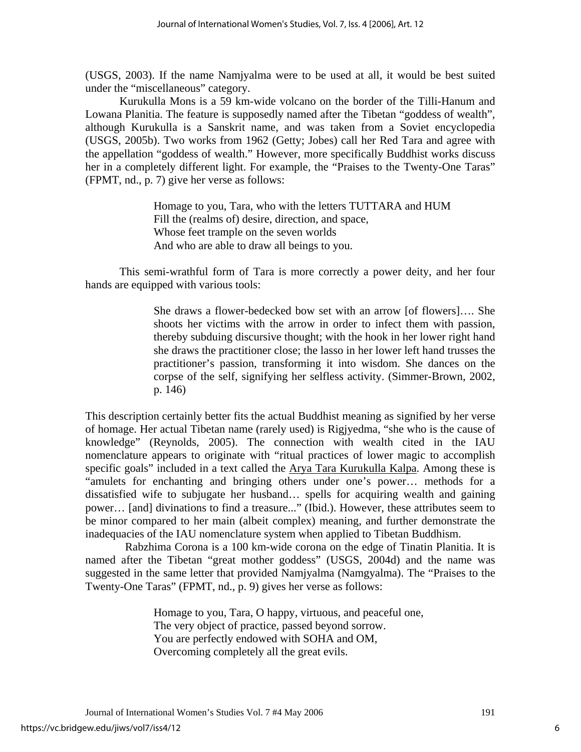(USGS, 2003). If the name Namjyalma were to be used at all, it would be best suited under the "miscellaneous" category.

Kurukulla Mons is a 59 km-wide volcano on the border of the Tilli-Hanum and Lowana Planitia. The feature is supposedly named after the Tibetan "goddess of wealth", although Kurukulla is a Sanskrit name, and was taken from a Soviet encyclopedia (USGS, 2005b). Two works from 1962 (Getty; Jobes) call her Red Tara and agree with the appellation "goddess of wealth." However, more specifically Buddhist works discuss her in a completely different light. For example, the "Praises to the Twenty-One Taras" (FPMT, nd., p. 7) give her verse as follows:

> Homage to you, Tara, who with the letters TUTTARA and HUM
> Fill the (realms of) desire, direction, and space,
> Whose feet trample on the seven worlds
> And who are able to draw all beings to you.

This semi-wrathful form of Tara is more correctly a power deity, and her four hands are equipped with various tools:

> She draws a flower-bedecked bow set with an arrow [of flowers]…. She shoots her victims with the arrow in order to infect them with passion, thereby subduing discursive thought; with the hook in her lower right hand she draws the practitioner close; the lasso in her lower left hand trusses the practitioner's passion, transforming it into wisdom. She dances on the corpse of the self, signifying her selfless activity. (Simmer-Brown, 2002, p. 146)

This description certainly better fits the actual Buddhist meaning as signified by her verse of homage. Her actual Tibetan name (rarely used) is Rigjyedma, "she who is the cause of knowledge" (Reynolds, 2005). The connection with wealth cited in the IAU nomenclature appears to originate with "ritual practices of lower magic to accomplish specific goals" included in a text called the <u>Arya Tara Kurukulla Kalpa</u>. Among these is "amulets for enchanting and bringing others under one's power… methods for a dissatisfied wife to subjugate her husband… spells for acquiring wealth and gaining power… [and] divinations to find a treasure..." (Ibid.). However, these attributes seem to be minor compared to her main (albeit complex) meaning, and further demonstrate the inadequacies of the IAU nomenclature system when applied to Tibetan Buddhism.

Rabzhima Corona is a 100 km-wide corona on the edge of Tinatin Planitia. It is named after the Tibetan "great mother goddess" (USGS, 2004d) and the name was suggested in the same letter that provided Namjyalma (Namgyalma). The "Praises to the Twenty-One Taras" (FPMT, nd., p. 9) gives her verse as follows:

> Homage to you, Tara, O happy, virtuous, and peaceful one,
> The very object of practice, passed beyond sorrow.
> You are perfectly endowed with SOHA and OM,
> Overcoming completely all the great evils.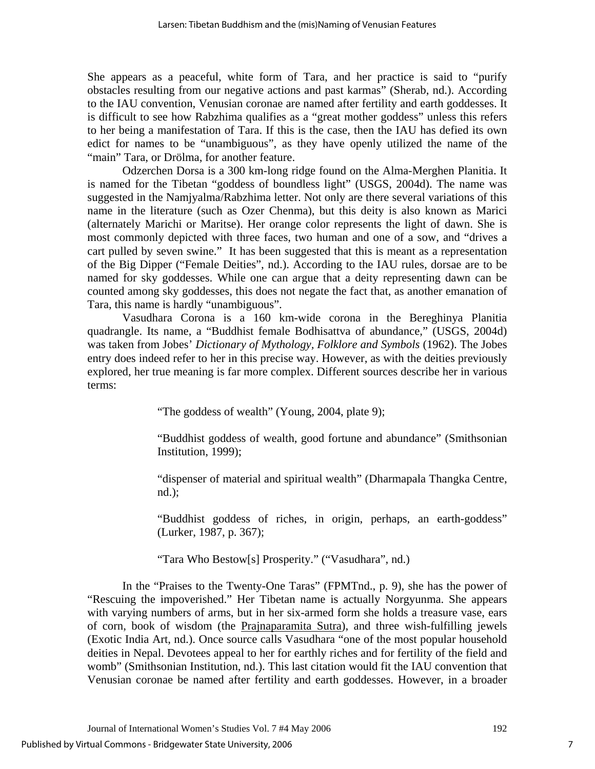She appears as a peaceful, white form of Tara, and her practice is said to "purify obstacles resulting from our negative actions and past karmas" (Sherab, nd.). According to the IAU convention, Venusian coronae are named after fertility and earth goddesses. It is difficult to see how Rabzhima qualifies as a "great mother goddess" unless this refers to her being a manifestation of Tara. If this is the case, then the IAU has defied its own edict for names to be "unambiguous", as they have openly utilized the name of the "main" Tara, or Drölma, for another feature.

Odzerchen Dorsa is a 300 km-long ridge found on the Alma-Merghen Planitia. It is named for the Tibetan "goddess of boundless light" (USGS, 2004d). The name was suggested in the Namjyalma/Rabzhima letter. Not only are there several variations of this name in the literature (such as Ozer Chenma), but this deity is also known as Marici (alternately Marichi or Maritse). Her orange color represents the light of dawn. She is most commonly depicted with three faces, two human and one of a sow, and "drives a cart pulled by seven swine." It has been suggested that this is meant as a representation of the Big Dipper ("Female Deities", nd.). According to the IAU rules, dorsae are to be named for sky goddesses. While one can argue that a deity representing dawn can be counted among sky goddesses, this does not negate the fact that, as another emanation of Tara, this name is hardly "unambiguous".

Vasudhara Corona is a 160 km-wide corona in the Bereghinya Planitia quadrangle. Its name, a "Buddhist female Bodhisattva of abundance," (USGS, 2004d) was taken from Jobes' *Dictionary of Mythology, Folklore and Symbols* (1962). The Jobes entry does indeed refer to her in this precise way. However, as with the deities previously explored, her true meaning is far more complex. Different sources describe her in various terms:

> "The goddess of wealth" (Young, 2004, plate 9);
>
> "Buddhist goddess of wealth, good fortune and abundance" (Smithsonian Institution, 1999);
>
> "dispenser of material and spiritual wealth" (Dharmapala Thangka Centre, nd.);
>
> "Buddhist goddess of riches, in origin, perhaps, an earth-goddess" (Lurker, 1987, p. 367);
>
> "Tara Who Bestow[s] Prosperity." ("Vasudhara", nd.)

In the "Praises to the Twenty-One Taras" (FPMTnd., p. 9), she has the power of "Rescuing the impoverished." Her Tibetan name is actually Norgyunma. She appears with varying numbers of arms, but in her six-armed form she holds a treasure vase, ears of corn, book of wisdom (the Prajnaparamita Sutra), and three wish-fulfilling jewels (Exotic India Art, nd.). Once source calls Vasudhara "one of the most popular household deities in Nepal. Devotees appeal to her for earthly riches and for fertility of the field and womb" (Smithsonian Institution, nd.). This last citation would fit the IAU convention that Venusian coronae be named after fertility and earth goddesses. However, in a broader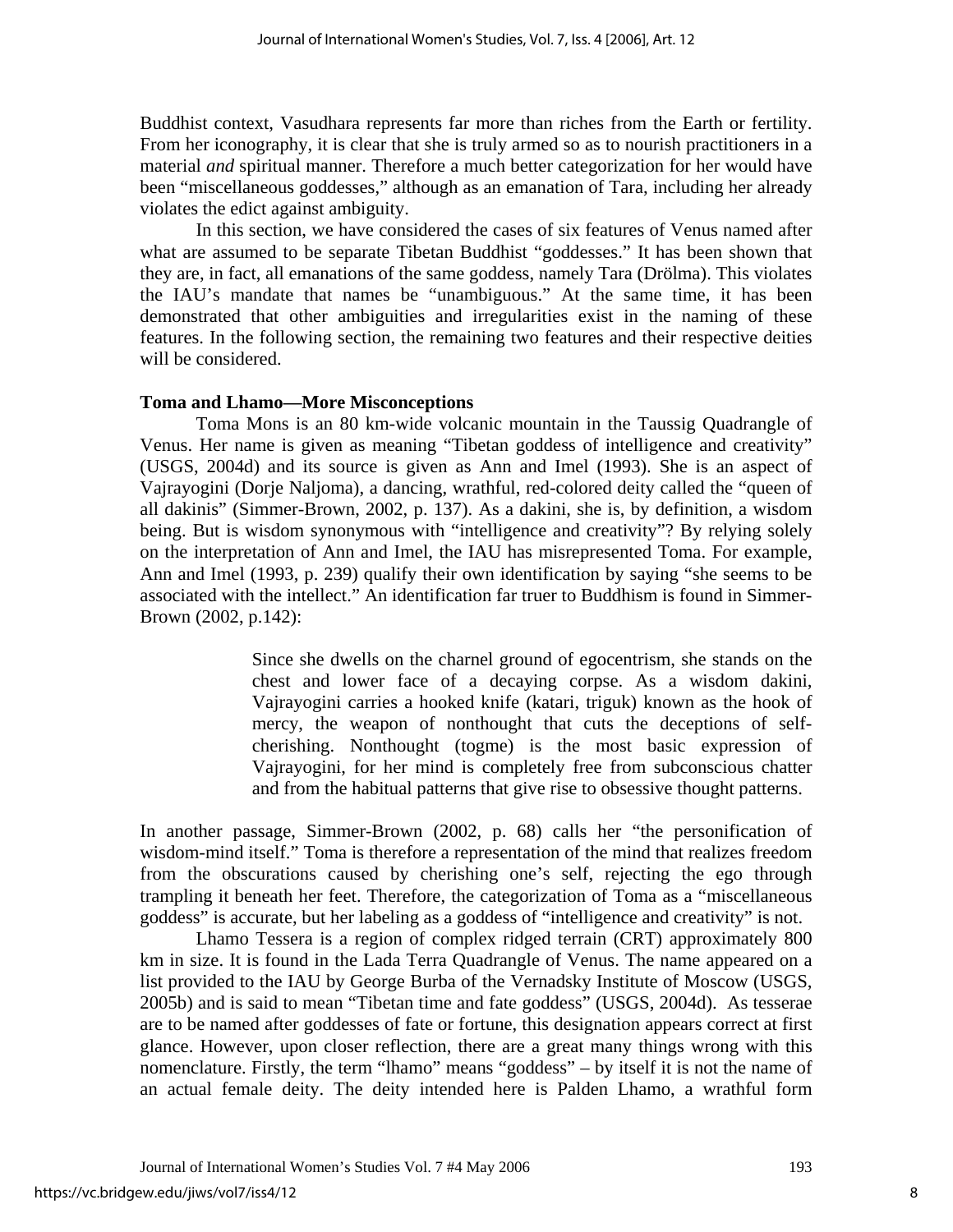Buddhist context, Vasudhara represents far more than riches from the Earth or fertility. From her iconography, it is clear that she is truly armed so as to nourish practitioners in a material *and* spiritual manner. Therefore a much better categorization for her would have been "miscellaneous goddesses," although as an emanation of Tara, including her already violates the edict against ambiguity.

In this section, we have considered the cases of six features of Venus named after what are assumed to be separate Tibetan Buddhist "goddesses." It has been shown that they are, in fact, all emanations of the same goddess, namely Tara (Drölma). This violates the IAU's mandate that names be "unambiguous." At the same time, it has been demonstrated that other ambiguities and irregularities exist in the naming of these features. In the following section, the remaining two features and their respective deities will be considered.

**Toma and Lhamo—More Misconceptions**

Toma Mons is an 80 km-wide volcanic mountain in the Taussig Quadrangle of Venus. Her name is given as meaning "Tibetan goddess of intelligence and creativity" (USGS, 2004d) and its source is given as Ann and Imel (1993). She is an aspect of Vajrayogini (Dorje Naljoma), a dancing, wrathful, red-colored deity called the "queen of all dakinis" (Simmer-Brown, 2002, p. 137). As a dakini, she is, by definition, a wisdom being. But is wisdom synonymous with "intelligence and creativity"? By relying solely on the interpretation of Ann and Imel, the IAU has misrepresented Toma. For example, Ann and Imel (1993, p. 239) qualify their own identification by saying "she seems to be associated with the intellect." An identification far truer to Buddhism is found in Simmer-Brown (2002, p.142):

> Since she dwells on the charnel ground of egocentrism, she stands on the chest and lower face of a decaying corpse. As a wisdom dakini, Vajrayogini carries a hooked knife (katari, triguk) known as the hook of mercy, the weapon of nonthought that cuts the deceptions of self-cherishing. Nonthought (togme) is the most basic expression of Vajrayogini, for her mind is completely free from subconscious chatter and from the habitual patterns that give rise to obsessive thought patterns.

In another passage, Simmer-Brown (2002, p. 68) calls her "the personification of wisdom-mind itself." Toma is therefore a representation of the mind that realizes freedom from the obscurations caused by cherishing one's self, rejecting the ego through trampling it beneath her feet. Therefore, the categorization of Toma as a "miscellaneous goddess" is accurate, but her labeling as a goddess of "intelligence and creativity" is not.

Lhamo Tessera is a region of complex ridged terrain (CRT) approximately 800 km in size. It is found in the Lada Terra Quadrangle of Venus. The name appeared on a list provided to the IAU by George Burba of the Vernadsky Institute of Moscow (USGS, 2005b) and is said to mean "Tibetan time and fate goddess" (USGS, 2004d). As tesserae are to be named after goddesses of fate or fortune, this designation appears correct at first glance. However, upon closer reflection, there are a great many things wrong with this nomenclature. Firstly, the term "lhamo" means "goddess" – by itself it is not the name of an actual female deity. The deity intended here is Palden Lhamo, a wrathful form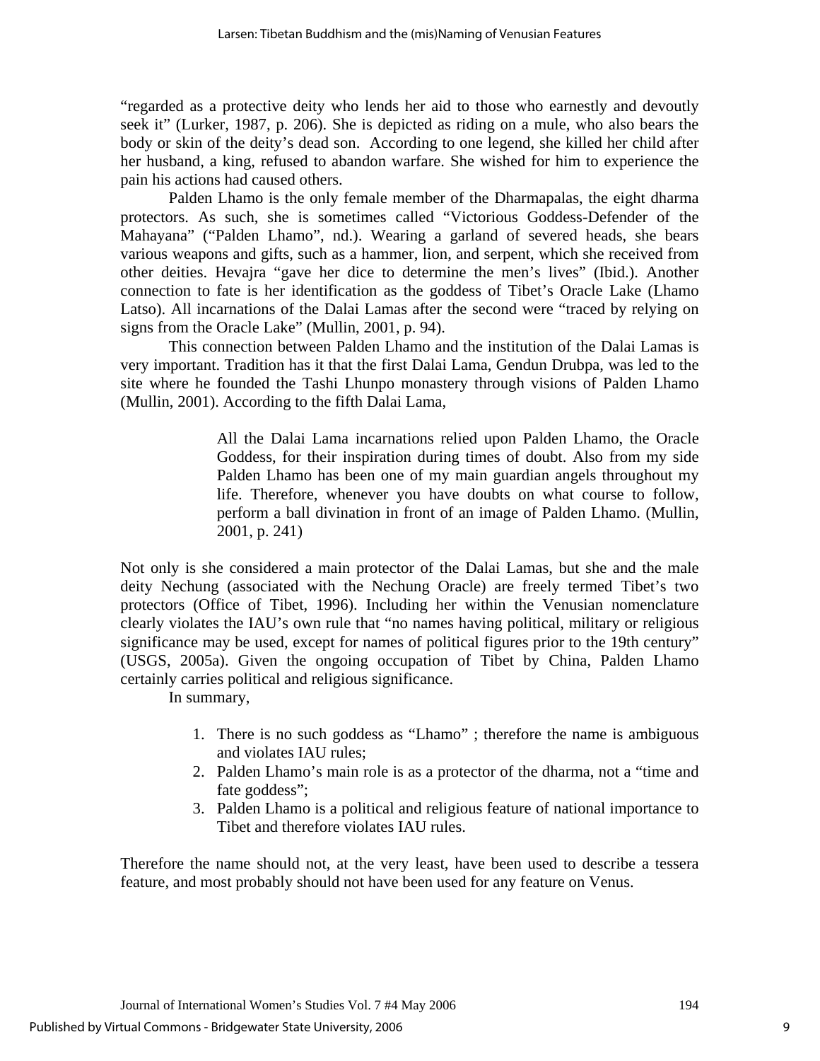"regarded as a protective deity who lends her aid to those who earnestly and devoutly seek it" (Lurker, 1987, p. 206). She is depicted as riding on a mule, who also bears the body or skin of the deity's dead son. According to one legend, she killed her child after her husband, a king, refused to abandon warfare. She wished for him to experience the pain his actions had caused others.

Palden Lhamo is the only female member of the Dharmapalas, the eight dharma protectors. As such, she is sometimes called "Victorious Goddess-Defender of the Mahayana" ("Palden Lhamo", nd.). Wearing a garland of severed heads, she bears various weapons and gifts, such as a hammer, lion, and serpent, which she received from other deities. Hevajra "gave her dice to determine the men's lives" (Ibid.). Another connection to fate is her identification as the goddess of Tibet's Oracle Lake (Lhamo Latso). All incarnations of the Dalai Lamas after the second were "traced by relying on signs from the Oracle Lake" (Mullin, 2001, p. 94).

This connection between Palden Lhamo and the institution of the Dalai Lamas is very important. Tradition has it that the first Dalai Lama, Gendun Drubpa, was led to the site where he founded the Tashi Lhunpo monastery through visions of Palden Lhamo (Mullin, 2001). According to the fifth Dalai Lama,

> All the Dalai Lama incarnations relied upon Palden Lhamo, the Oracle Goddess, for their inspiration during times of doubt. Also from my side Palden Lhamo has been one of my main guardian angels throughout my life. Therefore, whenever you have doubts on what course to follow, perform a ball divination in front of an image of Palden Lhamo. (Mullin, 2001, p. 241)

Not only is she considered a main protector of the Dalai Lamas, but she and the male deity Nechung (associated with the Nechung Oracle) are freely termed Tibet's two protectors (Office of Tibet, 1996). Including her within the Venusian nomenclature clearly violates the IAU's own rule that "no names having political, military or religious significance may be used, except for names of political figures prior to the 19th century" (USGS, 2005a). Given the ongoing occupation of Tibet by China, Palden Lhamo certainly carries political and religious significance.

In summary,

1. There is no such goddess as "Lhamo" ; therefore the name is ambiguous and violates IAU rules;
2. Palden Lhamo's main role is as a protector of the dharma, not a "time and fate goddess";
3. Palden Lhamo is a political and religious feature of national importance to Tibet and therefore violates IAU rules.

Therefore the name should not, at the very least, have been used to describe a tessera feature, and most probably should not have been used for any feature on Venus.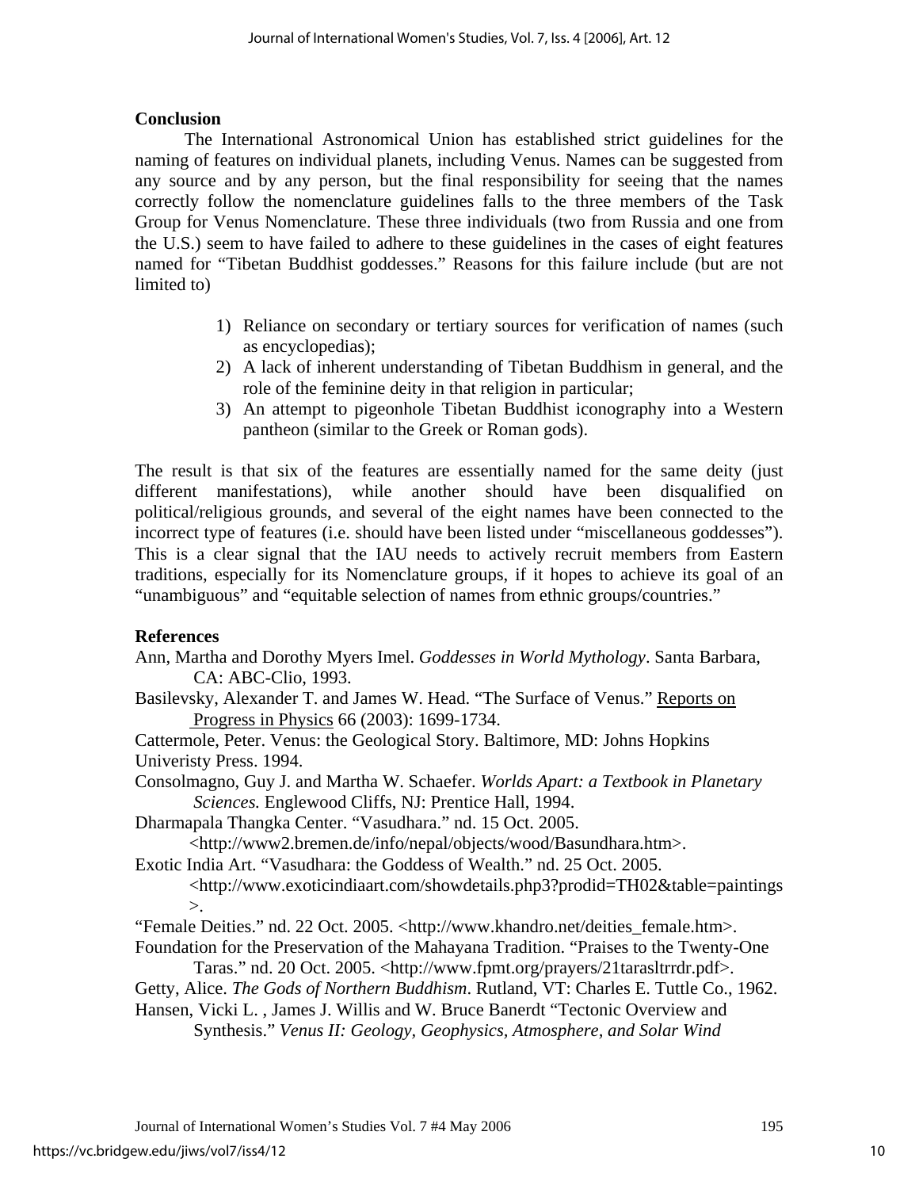## Conclusion

The International Astronomical Union has established strict guidelines for the naming of features on individual planets, including Venus. Names can be suggested from any source and by any person, but the final responsibility for seeing that the names correctly follow the nomenclature guidelines falls to the three members of the Task Group for Venus Nomenclature. These three individuals (two from Russia and one from the U.S.) seem to have failed to adhere to these guidelines in the cases of eight features named for "Tibetan Buddhist goddesses." Reasons for this failure include (but are not limited to)

1) Reliance on secondary or tertiary sources for verification of names (such as encyclopedias);
2) A lack of inherent understanding of Tibetan Buddhism in general, and the role of the feminine deity in that religion in particular;
3) An attempt to pigeonhole Tibetan Buddhist iconography into a Western pantheon (similar to the Greek or Roman gods).

The result is that six of the features are essentially named for the same deity (just different manifestations), while another should have been disqualified on political/religious grounds, and several of the eight names have been connected to the incorrect type of features (i.e. should have been listed under "miscellaneous goddesses"). This is a clear signal that the IAU needs to actively recruit members from Eastern traditions, especially for its Nomenclature groups, if it hopes to achieve its goal of an "unambiguous" and "equitable selection of names from ethnic groups/countries."

## References

Ann, Martha and Dorothy Myers Imel. *Goddesses in World Mythology*. Santa Barbara, CA: ABC-Clio, 1993.

Basilevsky, Alexander T. and James W. Head. "The Surface of Venus." Reports on Progress in Physics 66 (2003): 1699-1734.

Cattermole, Peter. Venus: the Geological Story. Baltimore, MD: Johns Hopkins Univeristy Press. 1994.

Consolmagno, Guy J. and Martha W. Schaefer. *Worlds Apart: a Textbook in Planetary Sciences.* Englewood Cliffs, NJ: Prentice Hall, 1994.

Dharmapala Thangka Center. "Vasudhara." nd. 15 Oct. 2005. <http://www2.bremen.de/info/nepal/objects/wood/Basundhara.htm>.

Exotic India Art. "Vasudhara: the Goddess of Wealth." nd. 25 Oct. 2005. <http://www.exoticindiaart.com/showdetails.php3?prodid=TH02&table=paintings>.

"Female Deities." nd. 22 Oct. 2005. <http://www.khandro.net/deities_female.htm>.

Foundation for the Preservation of the Mahayana Tradition. "Praises to the Twenty-One Taras." nd. 20 Oct. 2005. <http://www.fpmt.org/prayers/21tarasltrrdr.pdf>.

Getty, Alice. *The Gods of Northern Buddhism*. Rutland, VT: Charles E. Tuttle Co., 1962.

Hansen, Vicki L. , James J. Willis and W. Bruce Banerdt "Tectonic Overview and Synthesis." *Venus II: Geology, Geophysics, Atmosphere, and Solar Wind*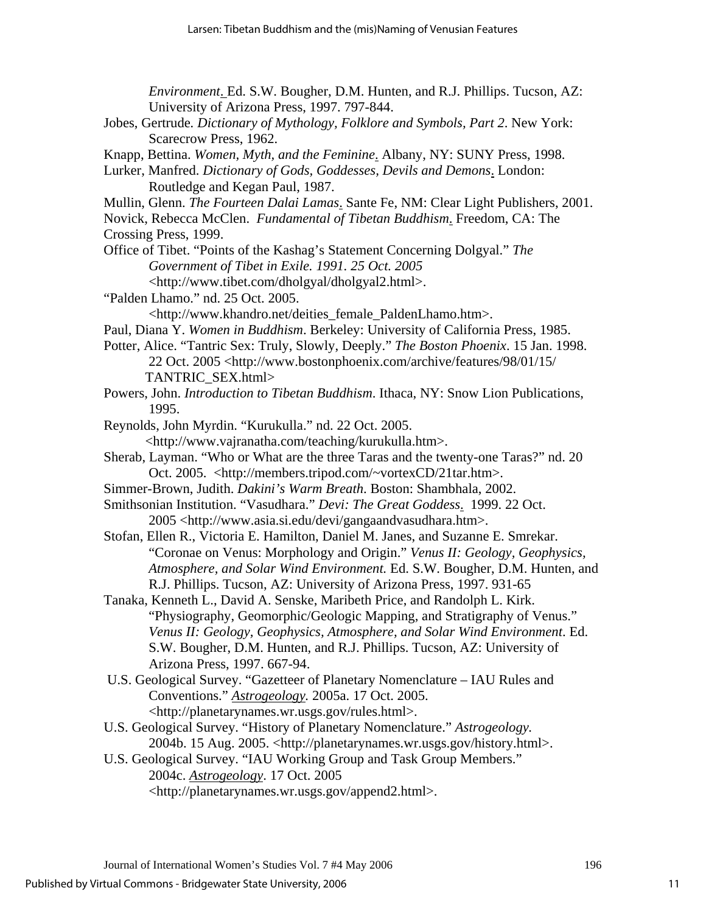*Environment*. Ed. S.W. Bougher, D.M. Hunten, and R.J. Phillips. Tucson, AZ: University of Arizona Press, 1997. 797-844.

Jobes, Gertrude. *Dictionary of Mythology, Folklore and Symbols, Part 2*. New York: Scarecrow Press, 1962.

Knapp, Bettina. *Women, Myth, and the Feminine*. Albany, NY: SUNY Press, 1998.

Lurker, Manfred. *Dictionary of Gods, Goddesses, Devils and Demons*. London: Routledge and Kegan Paul, 1987.

Mullin, Glenn. *The Fourteen Dalai Lamas*. Sante Fe, NM: Clear Light Publishers, 2001.

Novick, Rebecca McClen. *Fundamental of Tibetan Buddhism*. Freedom, CA: The Crossing Press, 1999.

Office of Tibet. "Points of the Kashag's Statement Concerning Dolgyal." *The Government of Tibet in Exile. 1991. 25 Oct. 2005* <http://www.tibet.com/dholgyal/dholgyal2.html>.

"Palden Lhamo." nd. 25 Oct. 2005. <http://www.khandro.net/deities_female_PaldenLhamo.htm>.

Paul, Diana Y. *Women in Buddhism*. Berkeley: University of California Press, 1985.

Potter, Alice. "Tantric Sex: Truly, Slowly, Deeply." *The Boston Phoenix*. 15 Jan. 1998. 22 Oct. 2005 <http://www.bostonphoenix.com/archive/features/98/01/15/TANTRIC_SEX.html>

Powers, John. *Introduction to Tibetan Buddhism*. Ithaca, NY: Snow Lion Publications, 1995.

Reynolds, John Myrdin. "Kurukulla." nd. 22 Oct. 2005. <http://www.vajranatha.com/teaching/kurukulla.htm>.

Sherab, Layman. "Who or What are the three Taras and the twenty-one Taras?" nd. 20 Oct. 2005. <http://members.tripod.com/~vortexCD/21tar.htm>.

Simmer-Brown, Judith. *Dakini's Warm Breath*. Boston: Shambhala, 2002.

Smithsonian Institution. "Vasudhara." *Devi: The Great Goddess*. 1999. 22 Oct. 2005 <http://www.asia.si.edu/devi/gangaandvasudhara.htm>.

Stofan, Ellen R., Victoria E. Hamilton, Daniel M. Janes, and Suzanne E. Smrekar. "Coronae on Venus: Morphology and Origin." *Venus II: Geology, Geophysics, Atmosphere, and Solar Wind Environment.* Ed. S.W. Bougher, D.M. Hunten, and R.J. Phillips. Tucson, AZ: University of Arizona Press, 1997. 931-65

Tanaka, Kenneth L., David A. Senske, Maribeth Price, and Randolph L. Kirk. "Physiography, Geomorphic/Geologic Mapping, and Stratigraphy of Venus." *Venus II: Geology, Geophysics, Atmosphere, and Solar Wind Environment*. Ed. S.W. Bougher, D.M. Hunten, and R.J. Phillips. Tucson, AZ: University of Arizona Press, 1997. 667-94.

U.S. Geological Survey. "Gazetteer of Planetary Nomenclature – IAU Rules and Conventions." *Astrogeology.* 2005a. 17 Oct. 2005. <http://planetarynames.wr.usgs.gov/rules.html>.

U.S. Geological Survey. "History of Planetary Nomenclature." *Astrogeology.* 2004b. 15 Aug. 2005. <http://planetarynames.wr.usgs.gov/history.html>.

U.S. Geological Survey. "IAU Working Group and Task Group Members." 2004c. *Astrogeology*. 17 Oct. 2005 <http://planetarynames.wr.usgs.gov/append2.html>.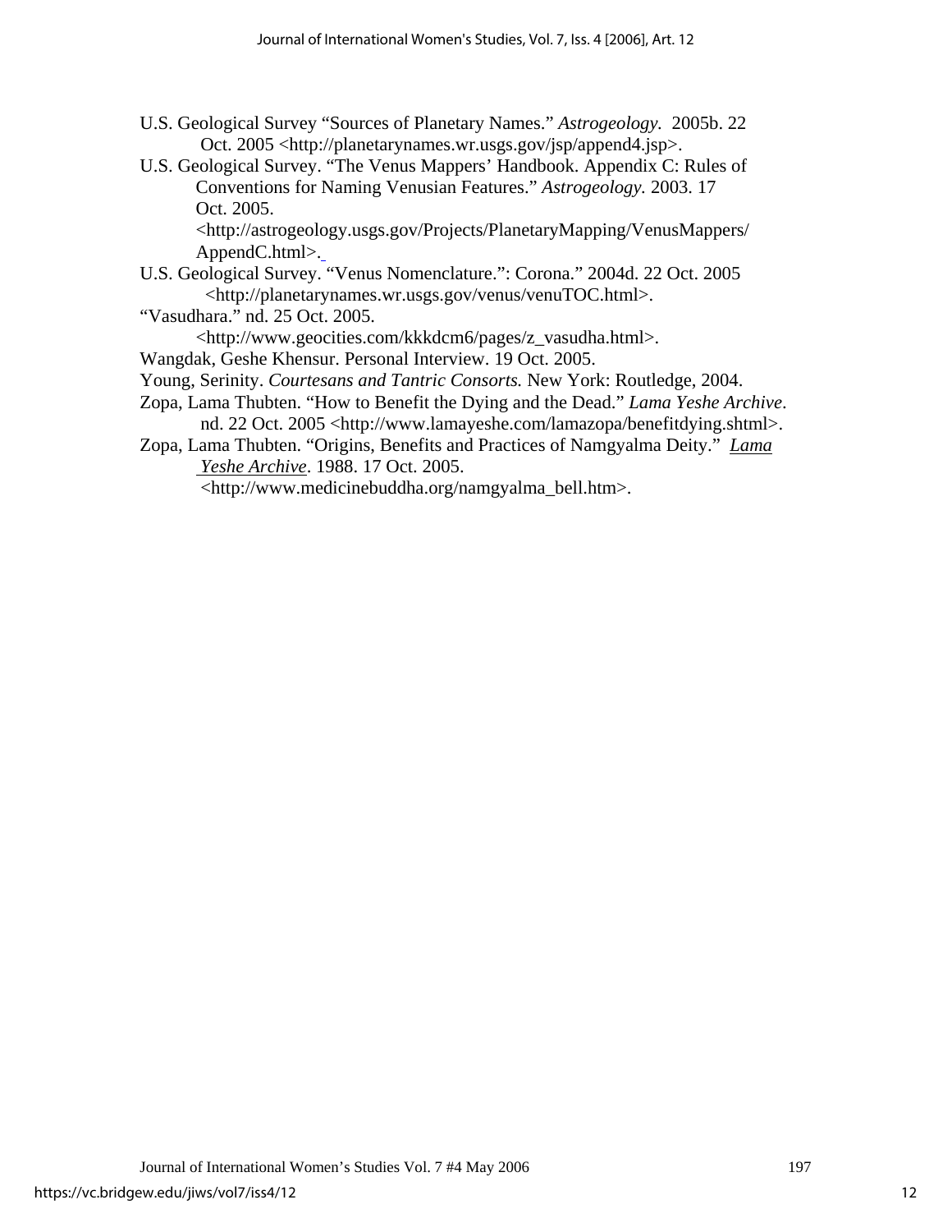U.S. Geological Survey "Sources of Planetary Names." *Astrogeology.* 2005b. 22 Oct. 2005 <http://planetarynames.wr.usgs.gov/jsp/append4.jsp>.

U.S. Geological Survey. "The Venus Mappers' Handbook. Appendix C: Rules of Conventions for Naming Venusian Features." *Astrogeology.* 2003. 17 Oct. 2005. <http://astrogeology.usgs.gov/Projects/PlanetaryMapping/VenusMappers/AppendC.html>.

U.S. Geological Survey. "Venus Nomenclature.": Corona." 2004d. 22 Oct. 2005 <http://planetarynames.wr.usgs.gov/venus/venuTOC.html>.

"Vasudhara." nd. 25 Oct. 2005. <http://www.geocities.com/kkkdcm6/pages/z_vasudha.html>.

Wangdak, Geshe Khensur. Personal Interview. 19 Oct. 2005.

Young, Serinity. *Courtesans and Tantric Consorts.* New York: Routledge, 2004.

Zopa, Lama Thubten. "How to Benefit the Dying and the Dead." *Lama Yeshe Archive*. nd. 22 Oct. 2005 <http://www.lamayeshe.com/lamazopa/benefitdying.shtml>.

Zopa, Lama Thubten. "Origins, Benefits and Practices of Namgyalma Deity." *Lama Yeshe Archive*. 1988. 17 Oct. 2005. <http://www.medicinebuddha.org/namgyalma_bell.htm>.